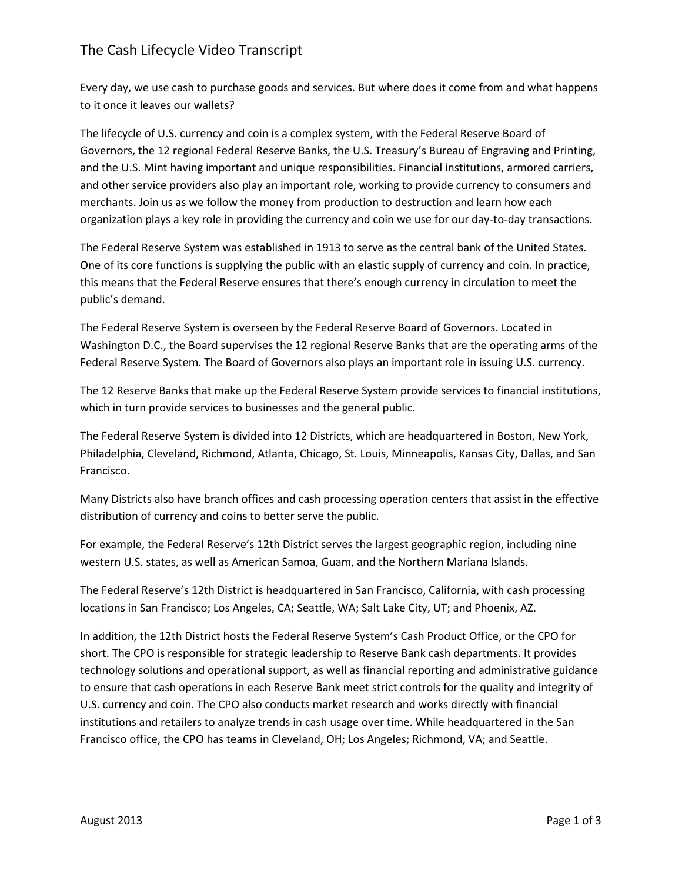# The Cash Lifecycle Video Transcript

Every day, we use cash to purchase goods and services. But where does it come from and what happens to it once it leaves our wallets?

The lifecycle of U.S. currency and coin is a complex system, with the Federal Reserve Board of Governors, the 12 regional Federal Reserve Banks, the U.S. Treasury's Bureau of Engraving and Printing, and the U.S. Mint having important and unique responsibilities. Financial institutions, armored carriers, and other service providers also play an important role, working to provide currency to consumers and merchants. Join us as we follow the money from production to destruction and learn how each organization plays a key role in providing the currency and coin we use for our day-to-day transactions.

The Federal Reserve System was established in 1913 to serve as the central bank of the United States. One of its core functions is supplying the public with an elastic supply of currency and coin. In practice, this means that the Federal Reserve ensures that there's enough currency in circulation to meet the public's demand.

The Federal Reserve System is overseen by the Federal Reserve Board of Governors. Located in Washington D.C., the Board supervises the 12 regional Reserve Banks that are the operating arms of the Federal Reserve System. The Board of Governors also plays an important role in issuing U.S. currency.

The 12 Reserve Banks that make up the Federal Reserve System provide services to financial institutions, which in turn provide services to businesses and the general public.

The Federal Reserve System is divided into 12 Districts, which are headquartered in Boston, New York, Philadelphia, Cleveland, Richmond, Atlanta, Chicago, St. Louis, Minneapolis, Kansas City, Dallas, and San Francisco.

Many Districts also have branch offices and cash processing operation centers that assist in the effective distribution of currency and coins to better serve the public.

For example, the Federal Reserve's 12th District serves the largest geographic region, including nine western U.S. states, as well as American Samoa, Guam, and the Northern Mariana Islands.

The Federal Reserve's 12th District is headquartered in San Francisco, California, with cash processing locations in San Francisco; Los Angeles, CA; Seattle, WA; Salt Lake City, UT; and Phoenix, AZ.

In addition, the 12th District hosts the Federal Reserve System's Cash Product Office, or the CPO for short. The CPO is responsible for strategic leadership to Reserve Bank cash departments. It provides technology solutions and operational support, as well as financial reporting and administrative guidance to ensure that cash operations in each Reserve Bank meet strict controls for the quality and integrity of U.S. currency and coin. The CPO also conducts market research and works directly with financial institutions and retailers to analyze trends in cash usage over time. While headquartered in the San Francisco office, the CPO has teams in Cleveland, OH; Los Angeles; Richmond, VA; and Seattle.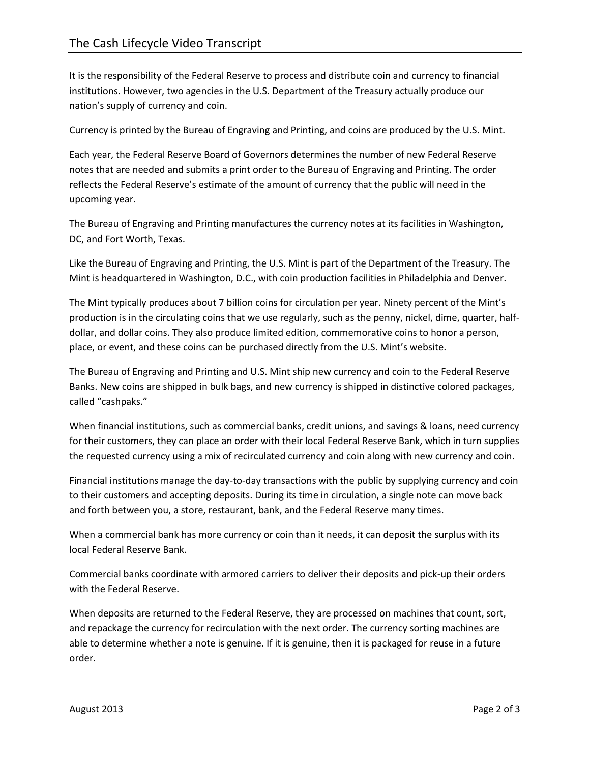It is the responsibility of the Federal Reserve to process and distribute coin and currency to financial institutions. However, two agencies in the U.S. Department of the Treasury actually produce our nation's supply of currency and coin.

Currency is printed by the Bureau of Engraving and Printing, and coins are produced by the U.S. Mint.

Each year, the Federal Reserve Board of Governors determines the number of new Federal Reserve notes that are needed and submits a print order to the Bureau of Engraving and Printing. The order reflects the Federal Reserve's estimate of the amount of currency that the public will need in the upcoming year.

The Bureau of Engraving and Printing manufactures the currency notes at its facilities in Washington, DC, and Fort Worth, Texas.

Like the Bureau of Engraving and Printing, the U.S. Mint is part of the Department of the Treasury. The Mint is headquartered in Washington, D.C., with coin production facilities in Philadelphia and Denver.

The Mint typically produces about 7 billion coins for circulation per year. Ninety percent of the Mint's production is in the circulating coins that we use regularly, such as the penny, nickel, dime, quarter, half-dollar, and dollar coins. They also produce limited edition, commemorative coins to honor a person, place, or event, and these coins can be purchased directly from the U.S. Mint's website.

The Bureau of Engraving and Printing and U.S. Mint ship new currency and coin to the Federal Reserve Banks. New coins are shipped in bulk bags, and new currency is shipped in distinctive colored packages, called "cashpaks."

When financial institutions, such as commercial banks, credit unions, and savings & loans, need currency for their customers, they can place an order with their local Federal Reserve Bank, which in turn supplies the requested currency using a mix of recirculated currency and coin along with new currency and coin.

Financial institutions manage the day-to-day transactions with the public by supplying currency and coin to their customers and accepting deposits. During its time in circulation, a single note can move back and forth between you, a store, restaurant, bank, and the Federal Reserve many times.

When a commercial bank has more currency or coin than it needs, it can deposit the surplus with its local Federal Reserve Bank.

Commercial banks coordinate with armored carriers to deliver their deposits and pick-up their orders with the Federal Reserve.

When deposits are returned to the Federal Reserve, they are processed on machines that count, sort, and repackage the currency for recirculation with the next order. The currency sorting machines are able to determine whether a note is genuine. If it is genuine, then it is packaged for reuse in a future order.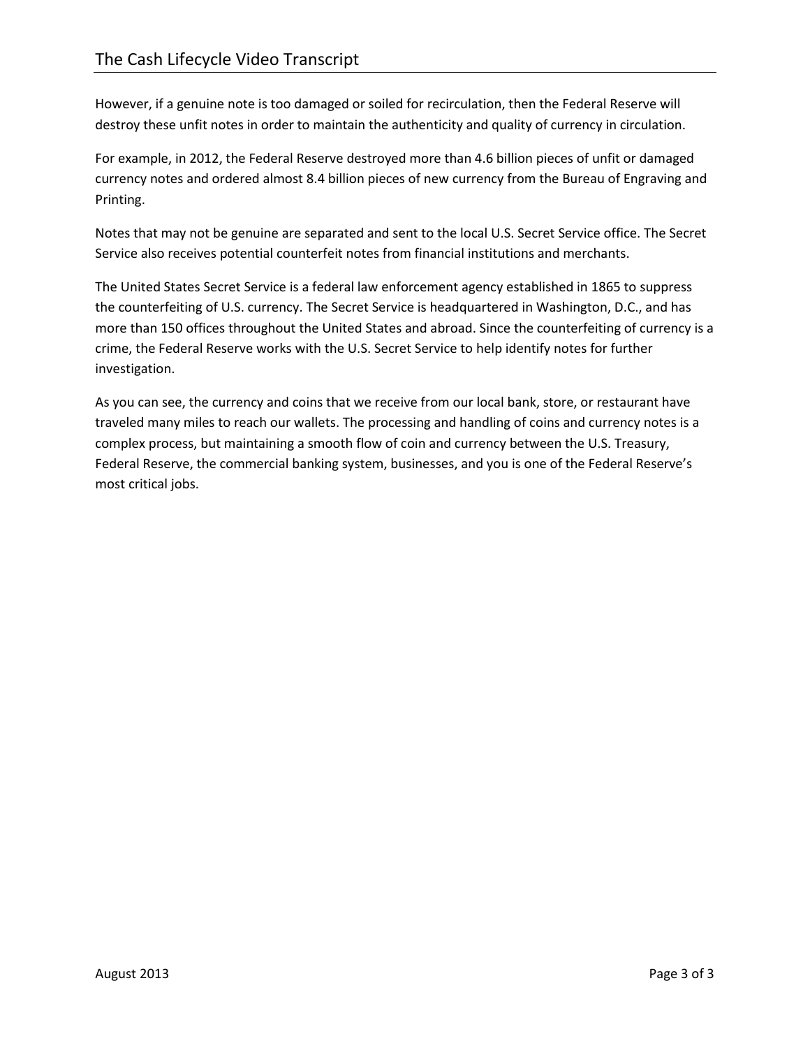However, if a genuine note is too damaged or soiled for recirculation, then the Federal Reserve will destroy these unfit notes in order to maintain the authenticity and quality of currency in circulation.

For example, in 2012, the Federal Reserve destroyed more than 4.6 billion pieces of unfit or damaged currency notes and ordered almost 8.4 billion pieces of new currency from the Bureau of Engraving and Printing.

Notes that may not be genuine are separated and sent to the local U.S. Secret Service office. The Secret Service also receives potential counterfeit notes from financial institutions and merchants.

The United States Secret Service is a federal law enforcement agency established in 1865 to suppress the counterfeiting of U.S. currency. The Secret Service is headquartered in Washington, D.C., and has more than 150 offices throughout the United States and abroad. Since the counterfeiting of currency is a crime, the Federal Reserve works with the U.S. Secret Service to help identify notes for further investigation.

As you can see, the currency and coins that we receive from our local bank, store, or restaurant have traveled many miles to reach our wallets. The processing and handling of coins and currency notes is a complex process, but maintaining a smooth flow of coin and currency between the U.S. Treasury, Federal Reserve, the commercial banking system, businesses, and you is one of the Federal Reserve's most critical jobs.